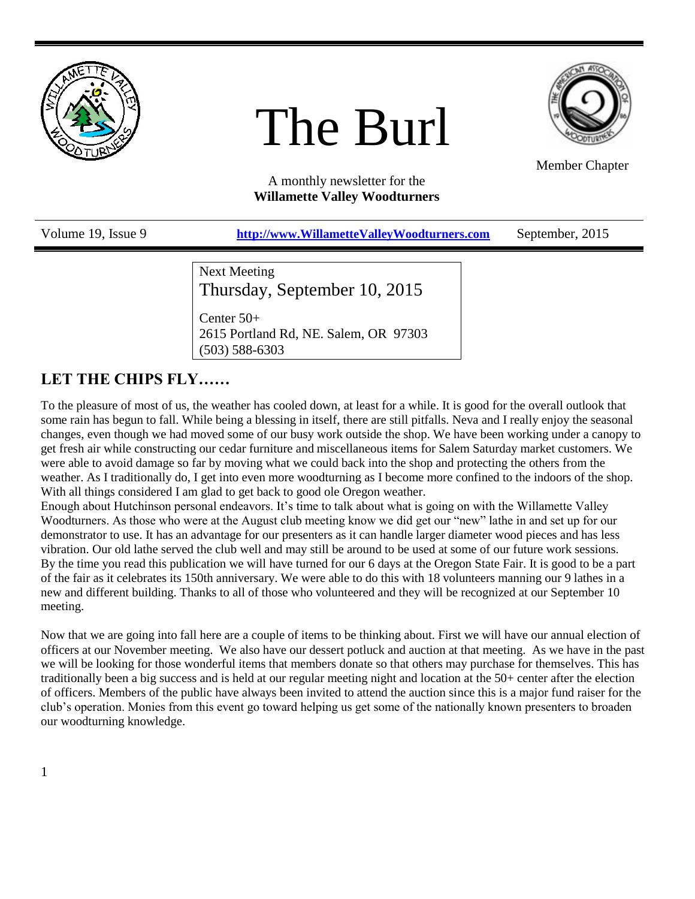# The Burl

Member Chapter

A monthly newsletter for the
**Willamette Valley Woodturners**

Volume 19, Issue 9 | **http://www.WillametteValleyWoodturners.com** | September, 2015

Next Meeting
Thursday, September 10, 2015

Center 50+
2615 Portland Rd, NE. Salem, OR 97303
(503) 588-6303

## LET THE CHIPS FLY……

To the pleasure of most of us, the weather has cooled down, at least for a while. It is good for the overall outlook that some rain has begun to fall. While being a blessing in itself, there are still pitfalls. Neva and I really enjoy the seasonal changes, even though we had moved some of our busy work outside the shop. We have been working under a canopy to get fresh air while constructing our cedar furniture and miscellaneous items for Salem Saturday market customers. We were able to avoid damage so far by moving what we could back into the shop and protecting the others from the weather. As I traditionally do, I get into even more woodturning as I become more confined to the indoors of the shop. With all things considered I am glad to get back to good ole Oregon weather.

Enough about Hutchinson personal endeavors. It's time to talk about what is going on with the Willamette Valley Woodturners. As those who were at the August club meeting know we did get our "new" lathe in and set up for our demonstrator to use. It has an advantage for our presenters as it can handle larger diameter wood pieces and has less vibration. Our old lathe served the club well and may still be around to be used at some of our future work sessions.

By the time you read this publication we will have turned for our 6 days at the Oregon State Fair. It is good to be a part of the fair as it celebrates its 150th anniversary. We were able to do this with 18 volunteers manning our 9 lathes in a new and different building. Thanks to all of those who volunteered and they will be recognized at our September 10 meeting.

Now that we are going into fall here are a couple of items to be thinking about. First we will have our annual election of officers at our November meeting. We also have our dessert potluck and auction at that meeting. As we have in the past we will be looking for those wonderful items that members donate so that others may purchase for themselves. This has traditionally been a big success and is held at our regular meeting night and location at the 50+ center after the election of officers. Members of the public have always been invited to attend the auction since this is a major fund raiser for the club's operation. Monies from this event go toward helping us get some of the nationally known presenters to broaden our woodturning knowledge.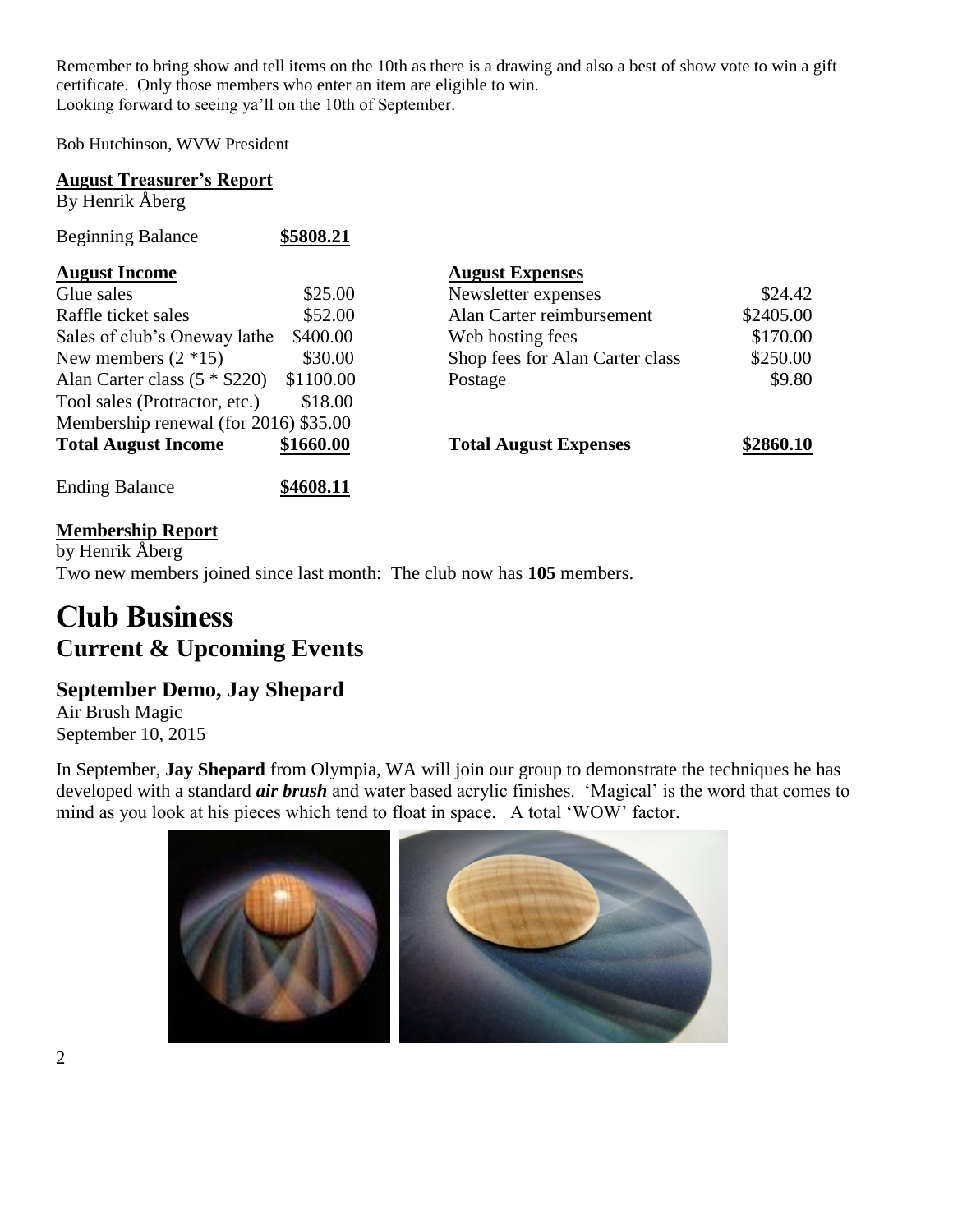Remember to bring show and tell items on the 10th as there is a drawing and also a best of show vote to win a gift certificate. Only those members who enter an item are eligible to win.
Looking forward to seeing ya'll on the 10th of September.

Bob Hutchinson, WVW President

**August Treasurer's Report**
By Henrik Åberg

Beginning Balance **$5808.21**

| **August Income** | | **August Expenses** | |
|---|---|---|---|
| Glue sales | $25.00 | Newsletter expenses | $24.42 |
| Raffle ticket sales | $52.00 | Alan Carter reimbursement | $2405.00 |
| Sales of club's Oneway lathe | $400.00 | Web hosting fees | $170.00 |
| New members (2 *15) | $30.00 | Shop fees for Alan Carter class | $250.00 |
| Alan Carter class (5 * $220) | $1100.00 | Postage | $9.80 |
| Tool sales (Protractor, etc.) | $18.00 | | |
| Membership renewal (for 2016) | $35.00 | | |
| **Total August Income** | **$1660.00** | **Total August Expenses** | **$2860.10** |

Ending Balance **$4608.11**

**Membership Report**
by Henrik Åberg
Two new members joined since last month: The club now has **105** members.

# Club Business
## Current & Upcoming Events

### September Demo, Jay Shepard
Air Brush Magic
September 10, 2015

In September, **Jay Shepard** from Olympia, WA will join our group to demonstrate the techniques he has developed with a standard ***air brush*** and water based acrylic finishes. 'Magical' is the word that comes to mind as you look at his pieces which tend to float in space. A total 'WOW' factor.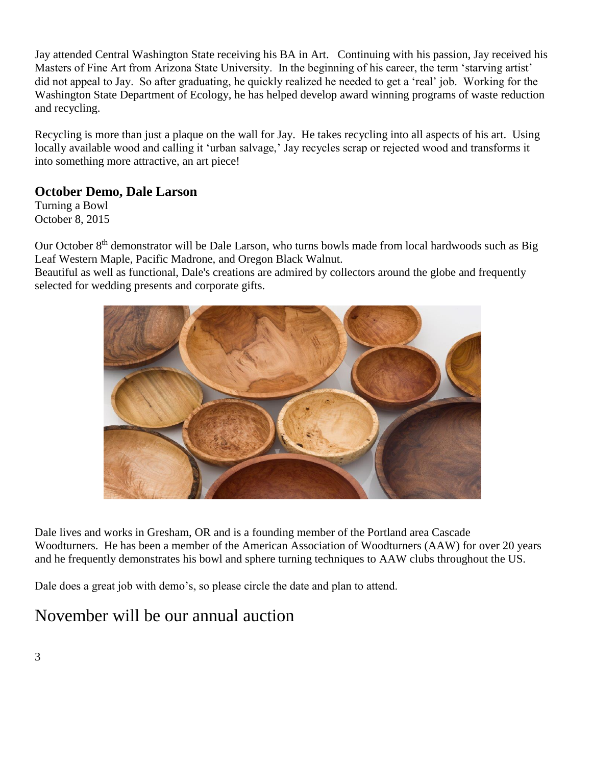Jay attended Central Washington State receiving his BA in Art. Continuing with his passion, Jay received his Masters of Fine Art from Arizona State University. In the beginning of his career, the term 'starving artist' did not appeal to Jay. So after graduating, he quickly realized he needed to get a 'real' job. Working for the Washington State Department of Ecology, he has helped develop award winning programs of waste reduction and recycling.

Recycling is more than just a plaque on the wall for Jay. He takes recycling into all aspects of his art. Using locally available wood and calling it 'urban salvage,' Jay recycles scrap or rejected wood and transforms it into something more attractive, an art piece!

### October Demo, Dale Larson

Turning a Bowl
October 8, 2015

Our October 8th demonstrator will be Dale Larson, who turns bowls made from local hardwoods such as Big Leaf Western Maple, Pacific Madrone, and Oregon Black Walnut.
Beautiful as well as functional, Dale's creations are admired by collectors around the globe and frequently selected for wedding presents and corporate gifts.

Dale lives and works in Gresham, OR and is a founding member of the Portland area Cascade Woodturners. He has been a member of the American Association of Woodturners (AAW) for over 20 years and he frequently demonstrates his bowl and sphere turning techniques to AAW clubs throughout the US.

Dale does a great job with demo's, so please circle the date and plan to attend.

## November will be our annual auction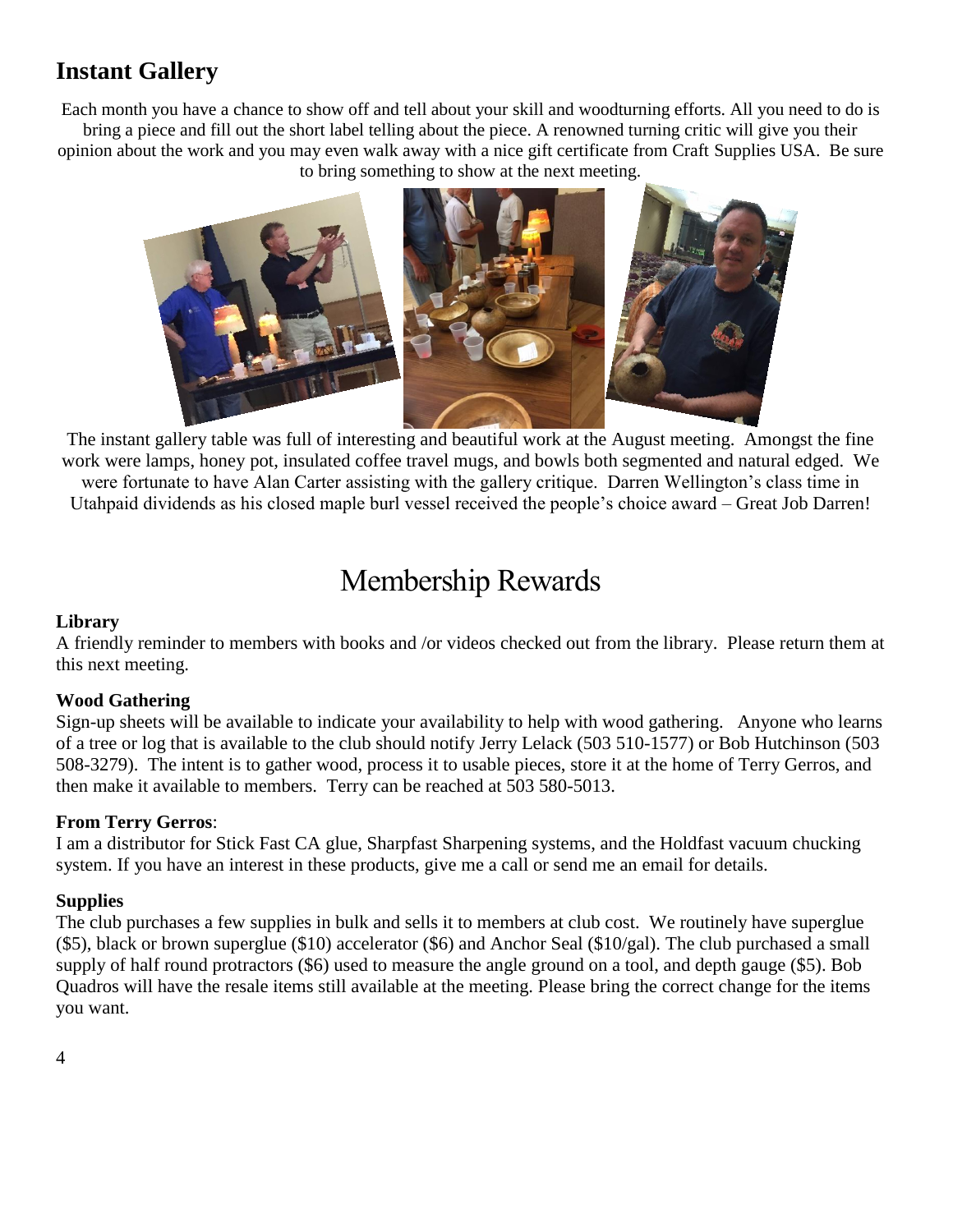## Instant Gallery

Each month you have a chance to show off and tell about your skill and woodturning efforts. All you need to do is bring a piece and fill out the short label telling about the piece. A renowned turning critic will give you their opinion about the work and you may even walk away with a nice gift certificate from Craft Supplies USA. Be sure to bring something to show at the next meeting.

The instant gallery table was full of interesting and beautiful work at the August meeting. Amongst the fine work were lamps, honey pot, insulated coffee travel mugs, and bowls both segmented and natural edged. We were fortunate to have Alan Carter assisting with the gallery critique. Darren Wellington's class time in Utahpaid dividends as his closed maple burl vessel received the people's choice award – Great Job Darren!

# Membership Rewards

**Library**

A friendly reminder to members with books and /or videos checked out from the library. Please return them at this next meeting.

**Wood Gathering**

Sign-up sheets will be available to indicate your availability to help with wood gathering. Anyone who learns of a tree or log that is available to the club should notify Jerry Lelack (503 510-1577) or Bob Hutchinson (503 508-3279). The intent is to gather wood, process it to usable pieces, store it at the home of Terry Gerros, and then make it available to members. Terry can be reached at 503 580-5013.

**From Terry Gerros**:

I am a distributor for Stick Fast CA glue, Sharpfast Sharpening systems, and the Holdfast vacuum chucking system. If you have an interest in these products, give me a call or send me an email for details.

**Supplies**

The club purchases a few supplies in bulk and sells it to members at club cost. We routinely have superglue ($5), black or brown superglue ($10) accelerator ($6) and Anchor Seal ($10/gal). The club purchased a small supply of half round protractors ($6) used to measure the angle ground on a tool, and depth gauge ($5). Bob Quadros will have the resale items still available at the meeting. Please bring the correct change for the items you want.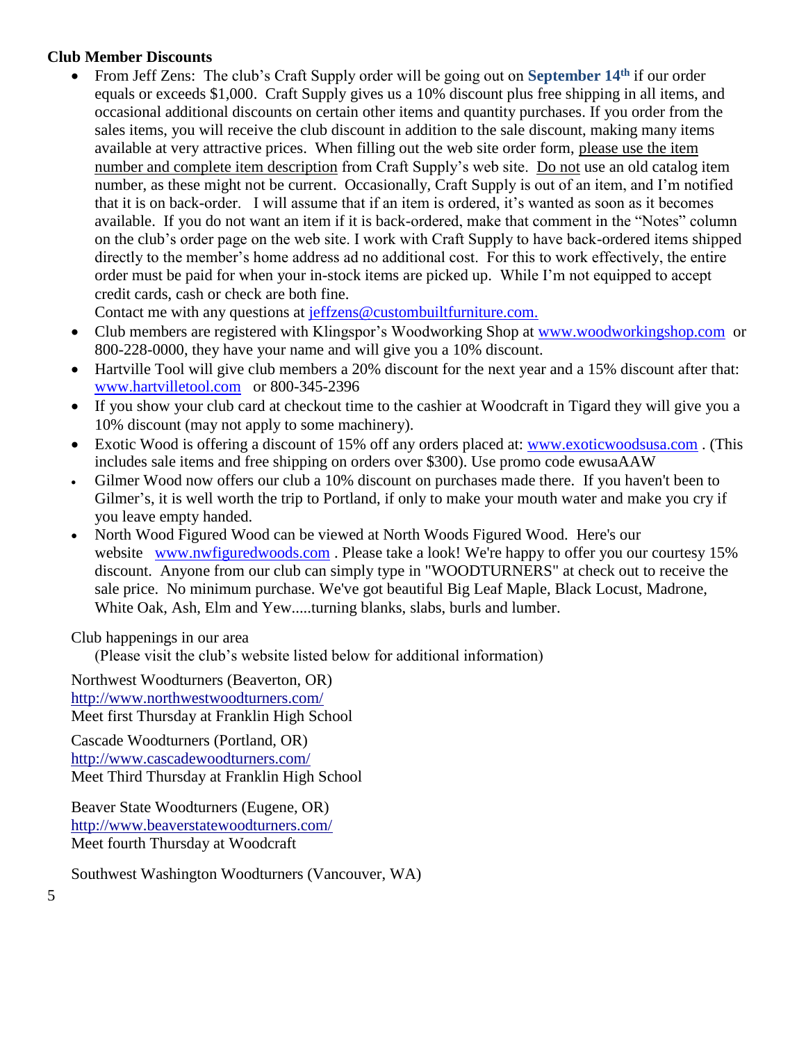**Club Member Discounts**

- From Jeff Zens: The club's Craft Supply order will be going out on **September 14th** if our order equals or exceeds $1,000. Craft Supply gives us a 10% discount plus free shipping in all items, and occasional additional discounts on certain other items and quantity purchases. If you order from the sales items, you will receive the club discount in addition to the sale discount, making many items available at very attractive prices. When filling out the web site order form, please use the item number and complete item description from Craft Supply's web site. Do not use an old catalog item number, as these might not be current. Occasionally, Craft Supply is out of an item, and I'm notified that it is on back-order. I will assume that if an item is ordered, it's wanted as soon as it becomes available. If you do not want an item if it is back-ordered, make that comment in the "Notes" column on the club's order page on the web site. I work with Craft Supply to have back-ordered items shipped directly to the member's home address ad no additional cost. For this to work effectively, the entire order must be paid for when your in-stock items are picked up. While I'm not equipped to accept credit cards, cash or check are both fine.
  Contact me with any questions at jeffzens@custombuiltfurniture.com.
- Club members are registered with Klingspor's Woodworking Shop at www.woodworkingshop.com or 800-228-0000, they have your name and will give you a 10% discount.
- Hartville Tool will give club members a 20% discount for the next year and a 15% discount after that: www.hartvilletool.com or 800-345-2396
- If you show your club card at checkout time to the cashier at Woodcraft in Tigard they will give you a 10% discount (may not apply to some machinery).
- Exotic Wood is offering a discount of 15% off any orders placed at: www.exoticwoodsusa.com . (This includes sale items and free shipping on orders over $300). Use promo code ewusaAAW
- Gilmer Wood now offers our club a 10% discount on purchases made there. If you haven't been to Gilmer's, it is well worth the trip to Portland, if only to make your mouth water and make you cry if you leave empty handed.
- North Wood Figured Wood can be viewed at North Woods Figured Wood. Here's our website www.nwfiguredwoods.com . Please take a look! We're happy to offer you our courtesy 15% discount. Anyone from our club can simply type in "WOODTURNERS" at check out to receive the sale price. No minimum purchase. We've got beautiful Big Leaf Maple, Black Locust, Madrone, White Oak, Ash, Elm and Yew.....turning blanks, slabs, burls and lumber.

Club happenings in our area

(Please visit the club's website listed below for additional information)

Northwest Woodturners (Beaverton, OR)
http://www.northwestwoodturners.com/
Meet first Thursday at Franklin High School

Cascade Woodturners (Portland, OR)
http://www.cascadewoodturners.com/
Meet Third Thursday at Franklin High School

Beaver State Woodturners (Eugene, OR)
http://www.beaverstatewoodturners.com/
Meet fourth Thursday at Woodcraft

Southwest Washington Woodturners (Vancouver, WA)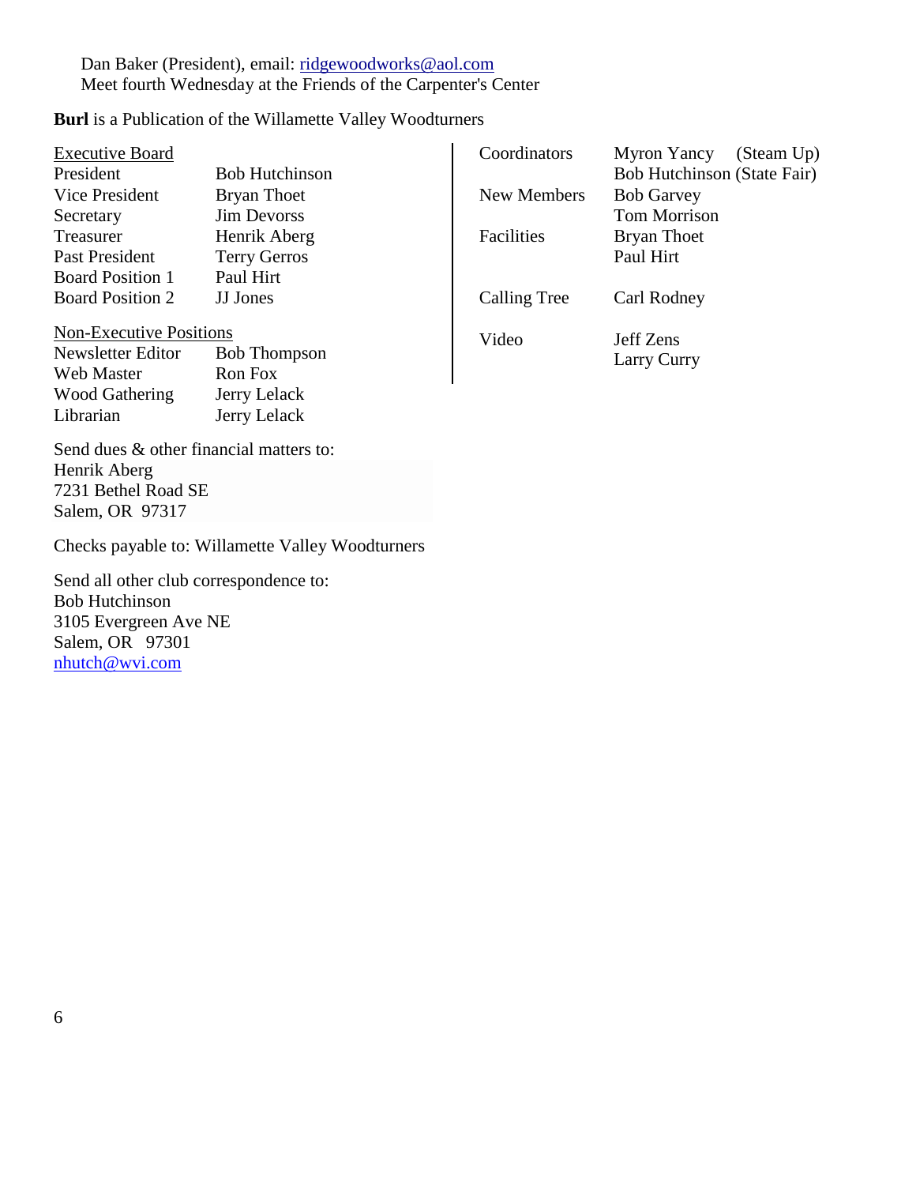Dan Baker (President), email: [ridgewoodworks@aol.com](mailto:ridgewoodworks@aol.com)
Meet fourth Wednesday at the Friends of the Carpenter's Center

**Burl** is a Publication of the Willamette Valley Woodturners

<u>Executive Board</u>

| | |
|---|---|
| President | Bob Hutchinson |
| Vice President | Bryan Thoet |
| Secretary | Jim Devorss |
| Treasurer | Henrik Aberg |
| Past President | Terry Gerros |
| Board Position 1 | Paul Hirt |
| Board Position 2 | JJ Jones |

<u>Non-Executive Positions</u>

| | |
|---|---|
| Newsletter Editor | Bob Thompson |
| Web Master | Ron Fox |
| Wood Gathering | Jerry Lelack |
| Librarian | Jerry Lelack |

Send dues & other financial matters to:
Henrik Aberg
7231 Bethel Road SE
Salem, OR 97317

Checks payable to: Willamette Valley Woodturners

Send all other club correspondence to:
Bob Hutchinson
3105 Evergreen Ave NE
Salem, OR 97301
[nhutch@wvi.com](mailto:nhutch@wvi.com)

| | |
|---|---|
| Coordinators | Myron Yancy (Steam Up) |
| | Bob Hutchinson (State Fair) |
| New Members | Bob Garvey |
| | Tom Morrison |
| Facilities | Bryan Thoet |
| | Paul Hirt |
| Calling Tree | Carl Rodney |
| Video | Jeff Zens |
| | Larry Curry |